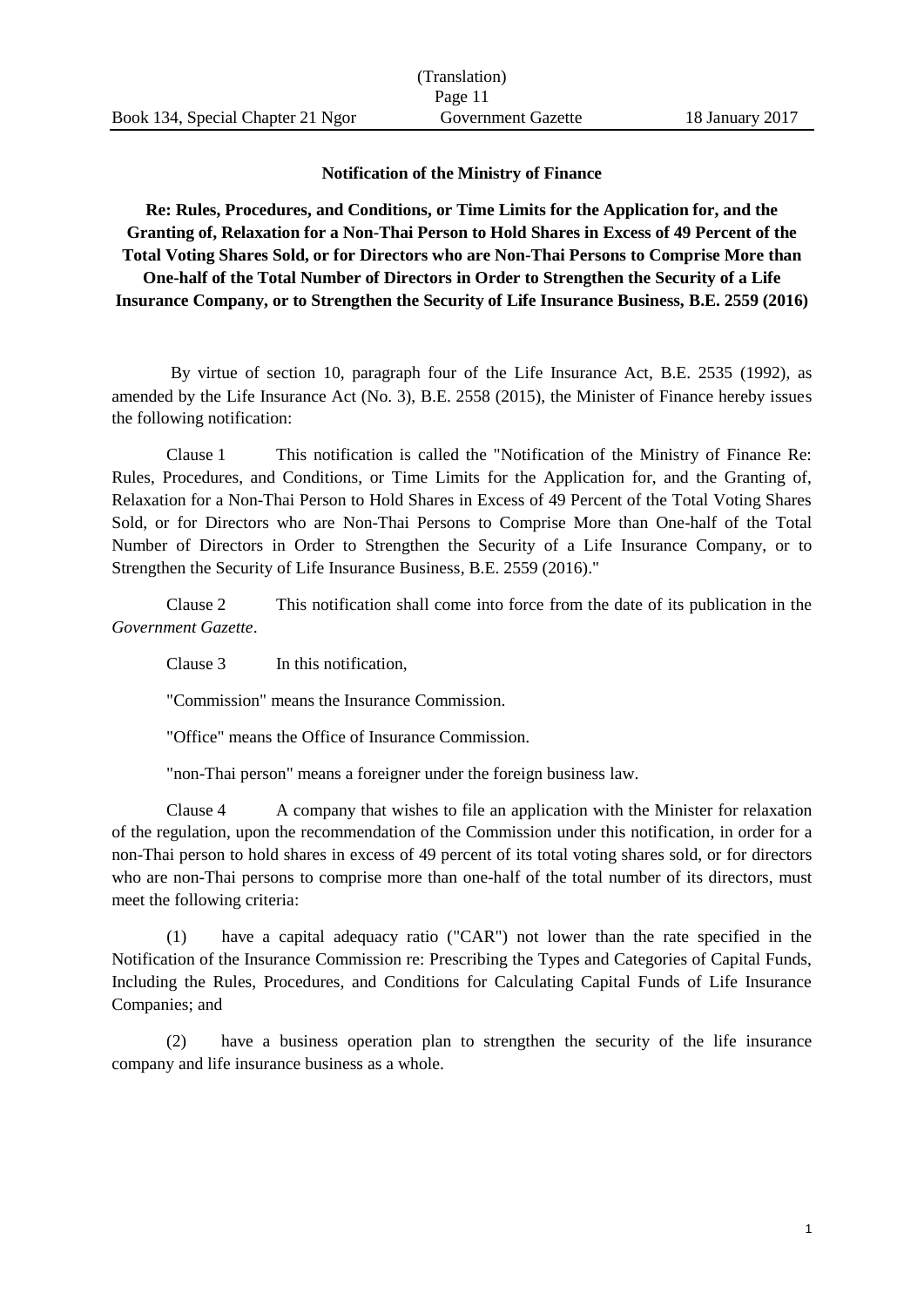(Translation)

Book 134, Special Chapter 21 Ngor — Government Gazette — 18 January 2017

**Notification of the Ministry of Finance**

**Re: Rules, Procedures, and Conditions, or Time Limits for the Application for, and the Granting of, Relaxation for a Non-Thai Person to Hold Shares in Excess of 49 Percent of the Total Voting Shares Sold, or for Directors who are Non-Thai Persons to Comprise More than One-half of the Total Number of Directors in Order to Strengthen the Security of a Life Insurance Company, or to Strengthen the Security of Life Insurance Business, B.E. 2559 (2016)**

By virtue of section 10, paragraph four of the Life Insurance Act, B.E. 2535 (1992), as amended by the Life Insurance Act (No. 3), B.E. 2558 (2015), the Minister of Finance hereby issues the following notification:

Clause 1 This notification is called the "Notification of the Ministry of Finance Re: Rules, Procedures, and Conditions, or Time Limits for the Application for, and the Granting of, Relaxation for a Non-Thai Person to Hold Shares in Excess of 49 Percent of the Total Voting Shares Sold, or for Directors who are Non-Thai Persons to Comprise More than One-half of the Total Number of Directors in Order to Strengthen the Security of a Life Insurance Company, or to Strengthen the Security of Life Insurance Business, B.E. 2559 (2016)."

Clause 2 This notification shall come into force from the date of its publication in the *Government Gazette*.

Clause 3 In this notification,

"Commission" means the Insurance Commission.

"Office" means the Office of Insurance Commission.

"non-Thai person" means a foreigner under the foreign business law.

Clause 4 A company that wishes to file an application with the Minister for relaxation of the regulation, upon the recommendation of the Commission under this notification, in order for a non-Thai person to hold shares in excess of 49 percent of its total voting shares sold, or for directors who are non-Thai persons to comprise more than one-half of the total number of its directors, must meet the following criteria:

(1) have a capital adequacy ratio ("CAR") not lower than the rate specified in the Notification of the Insurance Commission re: Prescribing the Types and Categories of Capital Funds, Including the Rules, Procedures, and Conditions for Calculating Capital Funds of Life Insurance Companies; and

(2) have a business operation plan to strengthen the security of the life insurance company and life insurance business as a whole.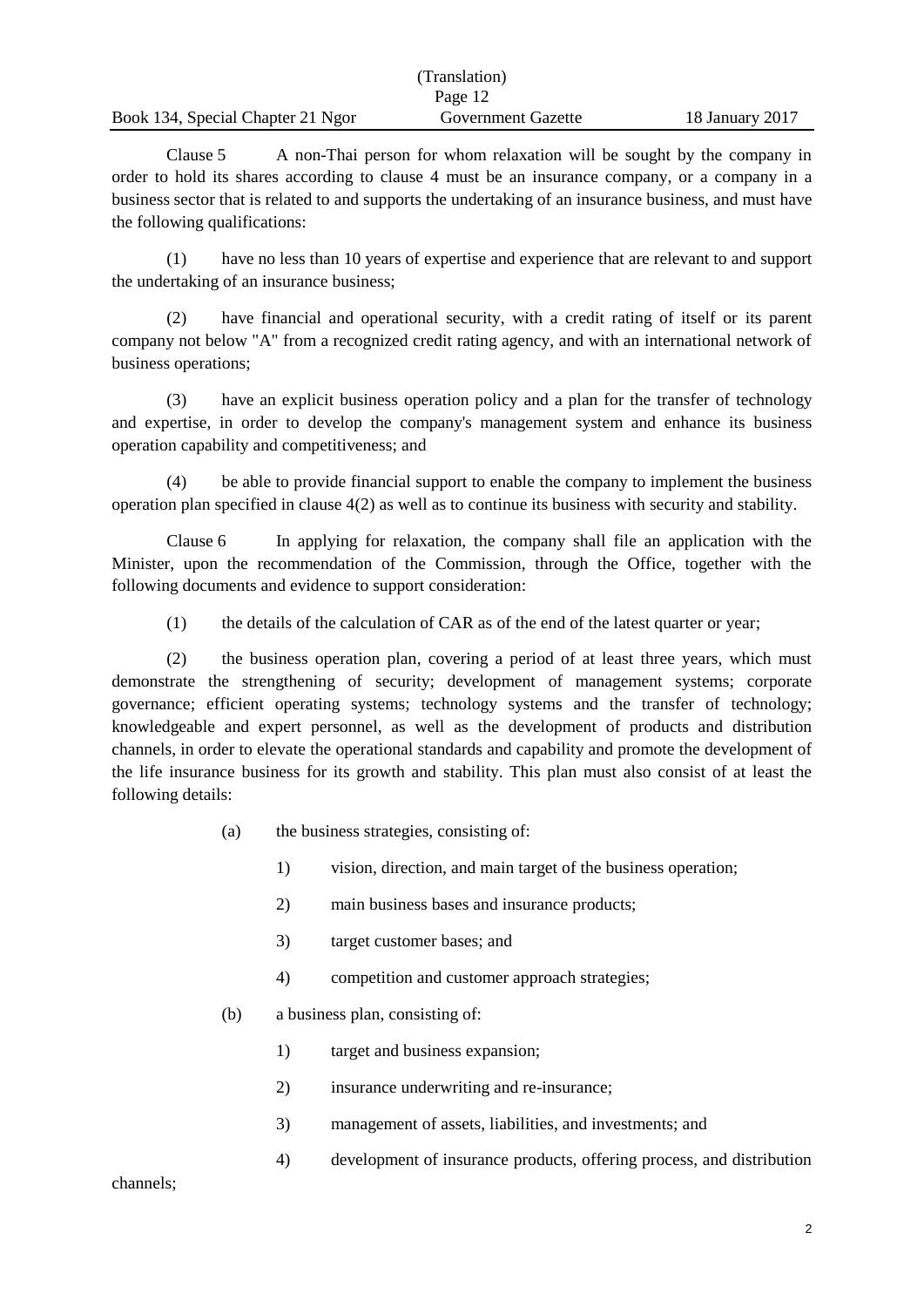Clause 5 A non-Thai person for whom relaxation will be sought by the company in order to hold its shares according to clause 4 must be an insurance company, or a company in a business sector that is related to and supports the undertaking of an insurance business, and must have the following qualifications:

(1) have no less than 10 years of expertise and experience that are relevant to and support the undertaking of an insurance business;

(2) have financial and operational security, with a credit rating of itself or its parent company not below "A" from a recognized credit rating agency, and with an international network of business operations;

(3) have an explicit business operation policy and a plan for the transfer of technology and expertise, in order to develop the company's management system and enhance its business operation capability and competitiveness; and

(4) be able to provide financial support to enable the company to implement the business operation plan specified in clause 4(2) as well as to continue its business with security and stability.

Clause 6 In applying for relaxation, the company shall file an application with the Minister, upon the recommendation of the Commission, through the Office, together with the following documents and evidence to support consideration:

(1) the details of the calculation of CAR as of the end of the latest quarter or year;

(2) the business operation plan, covering a period of at least three years, which must demonstrate the strengthening of security; development of management systems; corporate governance; efficient operating systems; technology systems and the transfer of technology; knowledgeable and expert personnel, as well as the development of products and distribution channels, in order to elevate the operational standards and capability and promote the development of the life insurance business for its growth and stability. This plan must also consist of at least the following details:

(a) the business strategies, consisting of:

1) vision, direction, and main target of the business operation;

2) main business bases and insurance products;

3) target customer bases; and

4) competition and customer approach strategies;

(b) a business plan, consisting of:

1) target and business expansion;

2) insurance underwriting and re-insurance;

3) management of assets, liabilities, and investments; and

4) development of insurance products, offering process, and distribution channels;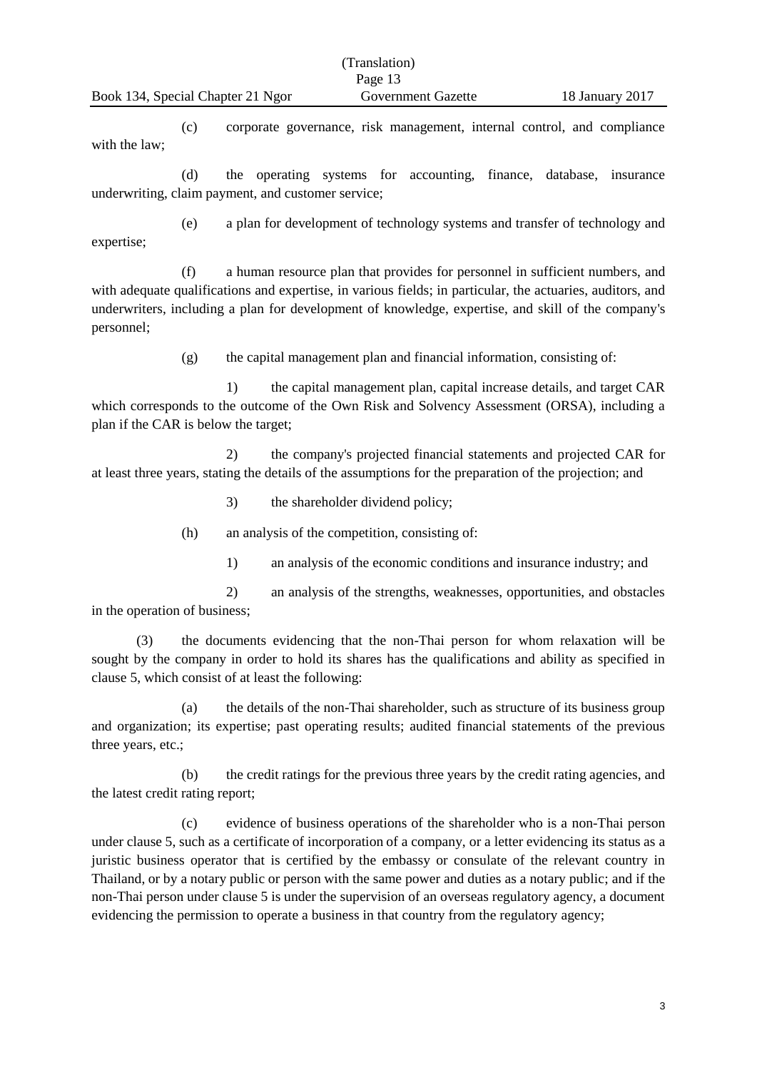(c) corporate governance, risk management, internal control, and compliance with the law;

(d) the operating systems for accounting, finance, database, insurance underwriting, claim payment, and customer service;

(e) a plan for development of technology systems and transfer of technology and expertise;

(f) a human resource plan that provides for personnel in sufficient numbers, and with adequate qualifications and expertise, in various fields; in particular, the actuaries, auditors, and underwriters, including a plan for development of knowledge, expertise, and skill of the company's personnel;

(g) the capital management plan and financial information, consisting of:

1) the capital management plan, capital increase details, and target CAR which corresponds to the outcome of the Own Risk and Solvency Assessment (ORSA), including a plan if the CAR is below the target;

2) the company's projected financial statements and projected CAR for at least three years, stating the details of the assumptions for the preparation of the projection; and

3) the shareholder dividend policy;

(h) an analysis of the competition, consisting of:

1) an analysis of the economic conditions and insurance industry; and

2) an analysis of the strengths, weaknesses, opportunities, and obstacles in the operation of business;

(3) the documents evidencing that the non-Thai person for whom relaxation will be sought by the company in order to hold its shares has the qualifications and ability as specified in clause 5, which consist of at least the following:

(a) the details of the non-Thai shareholder, such as structure of its business group and organization; its expertise; past operating results; audited financial statements of the previous three years, etc.;

(b) the credit ratings for the previous three years by the credit rating agencies, and the latest credit rating report;

(c) evidence of business operations of the shareholder who is a non-Thai person under clause 5, such as a certificate of incorporation of a company, or a letter evidencing its status as a juristic business operator that is certified by the embassy or consulate of the relevant country in Thailand, or by a notary public or person with the same power and duties as a notary public; and if the non-Thai person under clause 5 is under the supervision of an overseas regulatory agency, a document evidencing the permission to operate a business in that country from the regulatory agency;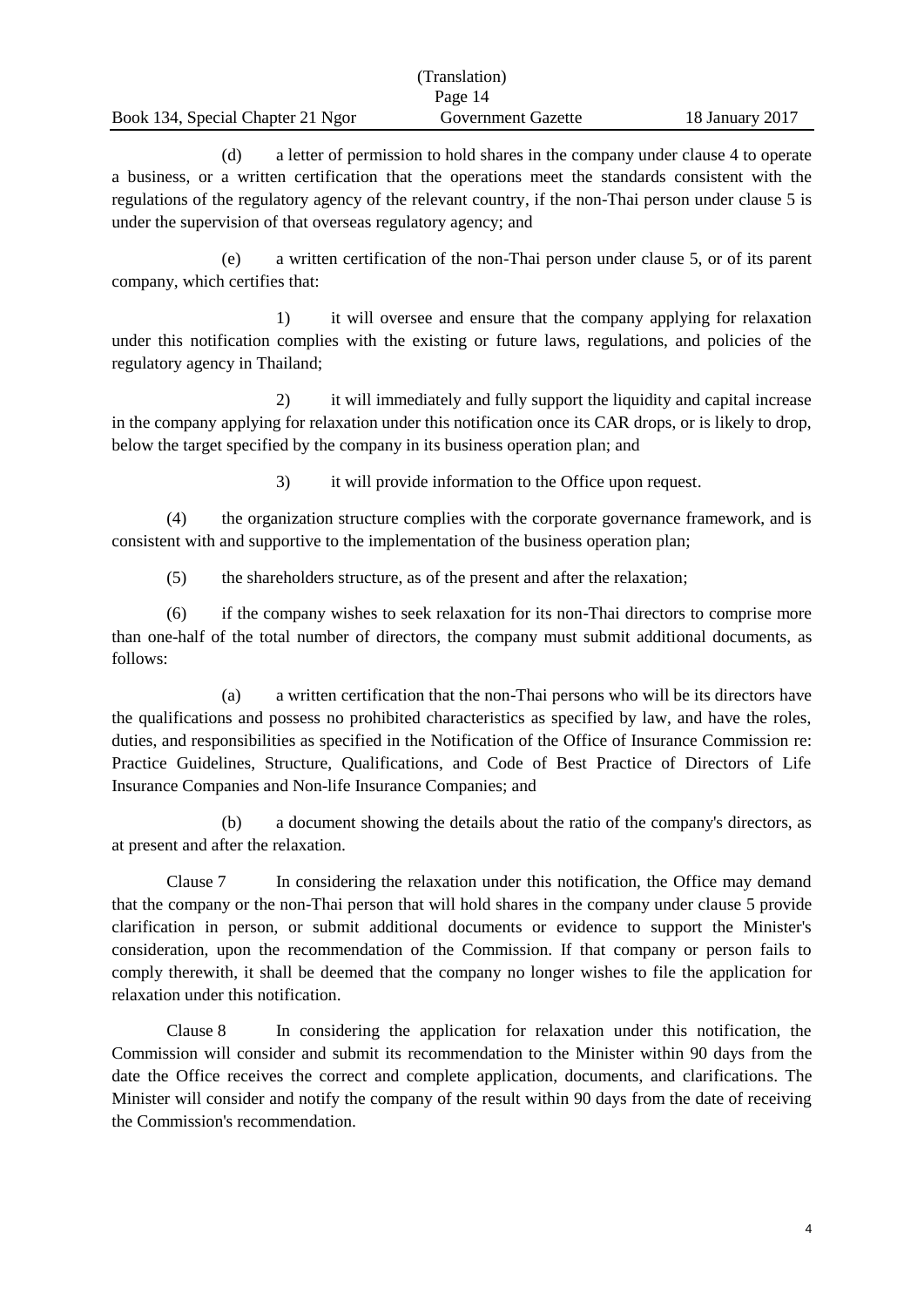(d) a letter of permission to hold shares in the company under clause 4 to operate a business, or a written certification that the operations meet the standards consistent with the regulations of the regulatory agency of the relevant country, if the non-Thai person under clause 5 is under the supervision of that overseas regulatory agency; and

(e) a written certification of the non-Thai person under clause 5, or of its parent company, which certifies that:

1) it will oversee and ensure that the company applying for relaxation under this notification complies with the existing or future laws, regulations, and policies of the regulatory agency in Thailand;

2) it will immediately and fully support the liquidity and capital increase in the company applying for relaxation under this notification once its CAR drops, or is likely to drop, below the target specified by the company in its business operation plan; and

3) it will provide information to the Office upon request.

(4) the organization structure complies with the corporate governance framework, and is consistent with and supportive to the implementation of the business operation plan;

(5) the shareholders structure, as of the present and after the relaxation;

(6) if the company wishes to seek relaxation for its non-Thai directors to comprise more than one-half of the total number of directors, the company must submit additional documents, as follows:

(a) a written certification that the non-Thai persons who will be its directors have the qualifications and possess no prohibited characteristics as specified by law, and have the roles, duties, and responsibilities as specified in the Notification of the Office of Insurance Commission re: Practice Guidelines, Structure, Qualifications, and Code of Best Practice of Directors of Life Insurance Companies and Non-life Insurance Companies; and

(b) a document showing the details about the ratio of the company's directors, as at present and after the relaxation.

Clause 7 In considering the relaxation under this notification, the Office may demand that the company or the non-Thai person that will hold shares in the company under clause 5 provide clarification in person, or submit additional documents or evidence to support the Minister's consideration, upon the recommendation of the Commission. If that company or person fails to comply therewith, it shall be deemed that the company no longer wishes to file the application for relaxation under this notification.

Clause 8 In considering the application for relaxation under this notification, the Commission will consider and submit its recommendation to the Minister within 90 days from the date the Office receives the correct and complete application, documents, and clarifications. The Minister will consider and notify the company of the result within 90 days from the date of receiving the Commission's recommendation.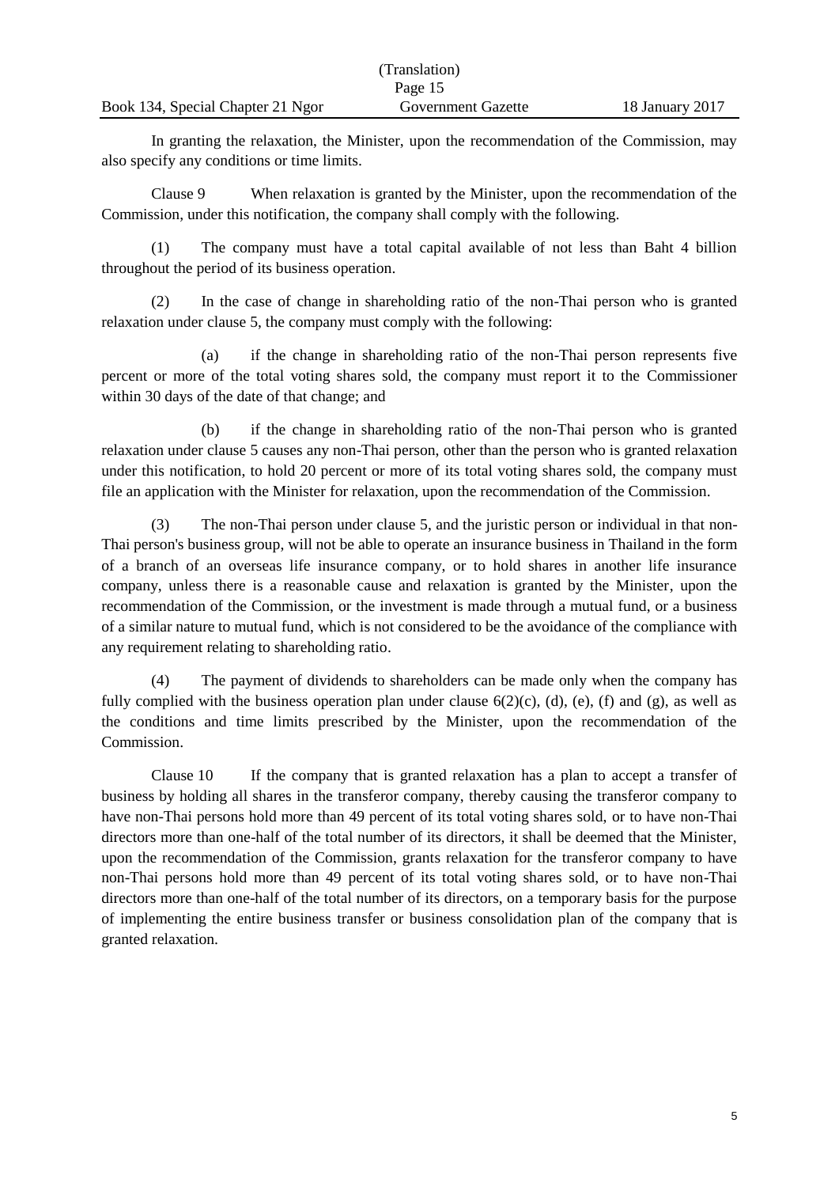In granting the relaxation, the Minister, upon the recommendation of the Commission, may also specify any conditions or time limits.

Clause 9 When relaxation is granted by the Minister, upon the recommendation of the Commission, under this notification, the company shall comply with the following.

(1) The company must have a total capital available of not less than Baht 4 billion throughout the period of its business operation.

(2) In the case of change in shareholding ratio of the non-Thai person who is granted relaxation under clause 5, the company must comply with the following:

(a) if the change in shareholding ratio of the non-Thai person represents five percent or more of the total voting shares sold, the company must report it to the Commissioner within 30 days of the date of that change; and

(b) if the change in shareholding ratio of the non-Thai person who is granted relaxation under clause 5 causes any non-Thai person, other than the person who is granted relaxation under this notification, to hold 20 percent or more of its total voting shares sold, the company must file an application with the Minister for relaxation, upon the recommendation of the Commission.

(3) The non-Thai person under clause 5, and the juristic person or individual in that non-Thai person's business group, will not be able to operate an insurance business in Thailand in the form of a branch of an overseas life insurance company, or to hold shares in another life insurance company, unless there is a reasonable cause and relaxation is granted by the Minister, upon the recommendation of the Commission, or the investment is made through a mutual fund, or a business of a similar nature to mutual fund, which is not considered to be the avoidance of the compliance with any requirement relating to shareholding ratio.

(4) The payment of dividends to shareholders can be made only when the company has fully complied with the business operation plan under clause 6(2)(c), (d), (e), (f) and (g), as well as the conditions and time limits prescribed by the Minister, upon the recommendation of the Commission.

Clause 10 If the company that is granted relaxation has a plan to accept a transfer of business by holding all shares in the transferor company, thereby causing the transferor company to have non-Thai persons hold more than 49 percent of its total voting shares sold, or to have non-Thai directors more than one-half of the total number of its directors, it shall be deemed that the Minister, upon the recommendation of the Commission, grants relaxation for the transferor company to have non-Thai persons hold more than 49 percent of its total voting shares sold, or to have non-Thai directors more than one-half of the total number of its directors, on a temporary basis for the purpose of implementing the entire business transfer or business consolidation plan of the company that is granted relaxation.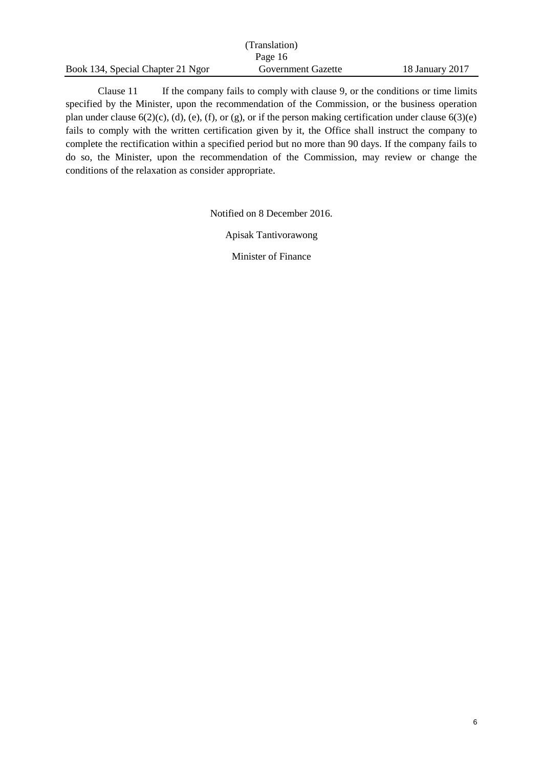Clause 11 If the company fails to comply with clause 9, or the conditions or time limits specified by the Minister, upon the recommendation of the Commission, or the business operation plan under clause 6(2)(c), (d), (e), (f), or (g), or if the person making certification under clause 6(3)(e) fails to comply with the written certification given by it, the Office shall instruct the company to complete the rectification within a specified period but no more than 90 days. If the company fails to do so, the Minister, upon the recommendation of the Commission, may review or change the conditions of the relaxation as consider appropriate.

Notified on 8 December 2016.

Apisak Tantivorawong

Minister of Finance